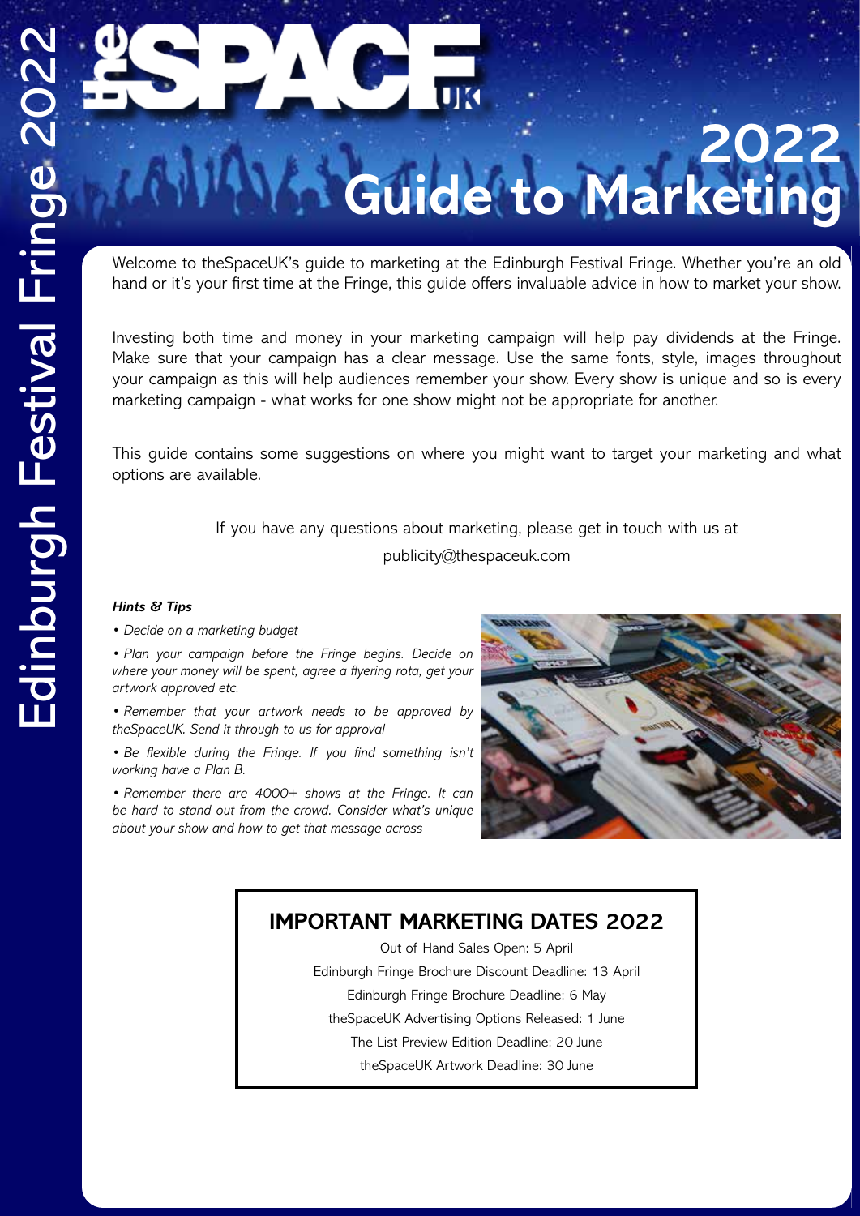# theSPACEUK 2022 Guide to Marketing

Edinburgh Festival Fringe 2022

Welcome to theSpaceUK's guide to marketing at the Edinburgh Festival Fringe. Whether you're an old hand or it's your first time at the Fringe, this guide offers invaluable advice in how to market your show.

Investing both time and money in your marketing campaign will help pay dividends at the Fringe. Make sure that your campaign has a clear message. Use the same fonts, style, images throughout your campaign as this will help audiences remember your show. Every show is unique and so is every marketing campaign - what works for one show might not be appropriate for another.

This guide contains some suggestions on where you might want to target your marketing and what options are available.

If you have any questions about marketing, please get in touch with us at publicity@thespaceuk.com

***Hints & Tips***

- *Decide on a marketing budget*
- *Plan your campaign before the Fringe begins. Decide on where your money will be spent, agree a flyering rota, get your artwork approved etc.*
- *Remember that your artwork needs to be approved by theSpaceUK. Send it through to us for approval*
- *Be flexible during the Fringe. If you find something isn't working have a Plan B.*
- *Remember there are 4000+ shows at the Fringe. It can be hard to stand out from the crowd. Consider what's unique about your show and how to get that message across*

## IMPORTANT MARKETING DATES 2022

Out of Hand Sales Open: 5 April
Edinburgh Fringe Brochure Discount Deadline: 13 April
Edinburgh Fringe Brochure Deadline: 6 May
theSpaceUK Advertising Options Released: 1 June
The List Preview Edition Deadline: 20 June
theSpaceUK Artwork Deadline: 30 June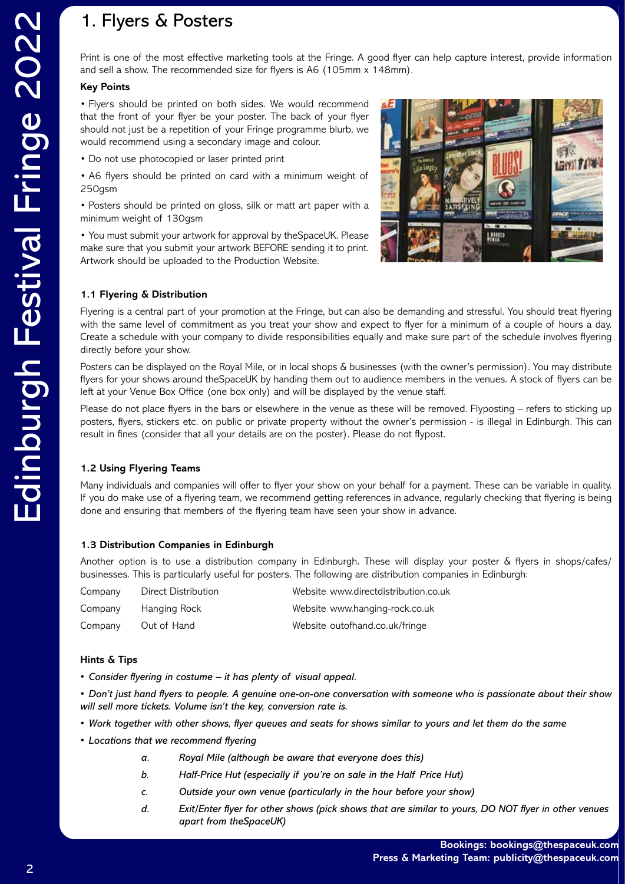# 1. Flyers & Posters

Print is one of the most effective marketing tools at the Fringe. A good flyer can help capture interest, provide information and sell a show. The recommended size for flyers is A6 (105mm x 148mm).

**Key Points**

- Flyers should be printed on both sides. We would recommend that the front of your flyer be your poster. The back of your flyer should not just be a repetition of your Fringe programme blurb, we would recommend using a secondary image and colour.
- Do not use photocopied or laser printed print
- A6 flyers should be printed on card with a minimum weight of 250gsm
- Posters should be printed on gloss, silk or matt art paper with a minimum weight of 130gsm
- You must submit your artwork for approval by theSpaceUK. Please make sure that you submit your artwork BEFORE sending it to print. Artwork should be uploaded to the Production Website.

### 1.1 Flyering & Distribution

Flyering is a central part of your promotion at the Fringe, but can also be demanding and stressful. You should treat flyering with the same level of commitment as you treat your show and expect to flyer for a minimum of a couple of hours a day. Create a schedule with your company to divide responsibilities equally and make sure part of the schedule involves flyering directly before your show.

Posters can be displayed on the Royal Mile, or in local shops & businesses (with the owner's permission). You may distribute flyers for your shows around theSpaceUK by handing them out to audience members in the venues. A stock of flyers can be left at your Venue Box Office (one box only) and will be displayed by the venue staff.

Please do not place flyers in the bars or elsewhere in the venue as these will be removed. Flyposting – refers to sticking up posters, flyers, stickers etc. on public or private property without the owner's permission - is illegal in Edinburgh. This can result in fines (consider that all your details are on the poster). Please do not flypost.

### 1.2 Using Flyering Teams

Many individuals and companies will offer to flyer your show on your behalf for a payment. These can be variable in quality. If you do make use of a flyering team, we recommend getting references in advance, regularly checking that flyering is being done and ensuring that members of the flyering team have seen your show in advance.

### 1.3 Distribution Companies in Edinburgh

Another option is to use a distribution company in Edinburgh. These will display your poster & flyers in shops/cafes/businesses. This is particularly useful for posters. The following are distribution companies in Edinburgh:

| | | |
|---|---|---|
| Company | Direct Distribution | Website www.directdistribution.co.uk |
| Company | Hanging Rock | Website www.hanging-rock.co.uk |
| Company | Out of Hand | Website outofhand.co.uk/fringe |

**Hints & Tips**

- *Consider flyering in costume – it has plenty of visual appeal.*
- *Don't just hand flyers to people. A genuine one-on-one conversation with someone who is passionate about their show will sell more tickets. Volume isn't the key, conversion rate is.*
- *Work together with other shows, flyer queues and seats for shows similar to yours and let them do the same*
- *Locations that we recommend flyering*
  - a. *Royal Mile (although be aware that everyone does this)*
  - b. *Half-Price Hut (especially if you're on sale in the Half Price Hut)*
  - c. *Outside your own venue (particularly in the hour before your show)*
  - d. *Exit/Enter flyer for other shows (pick shows that are similar to yours, DO NOT flyer in other venues apart from theSpaceUK)*

**Bookings: bookings@thespaceuk.com**
**Press & Marketing Team: publicity@thespaceuk.com**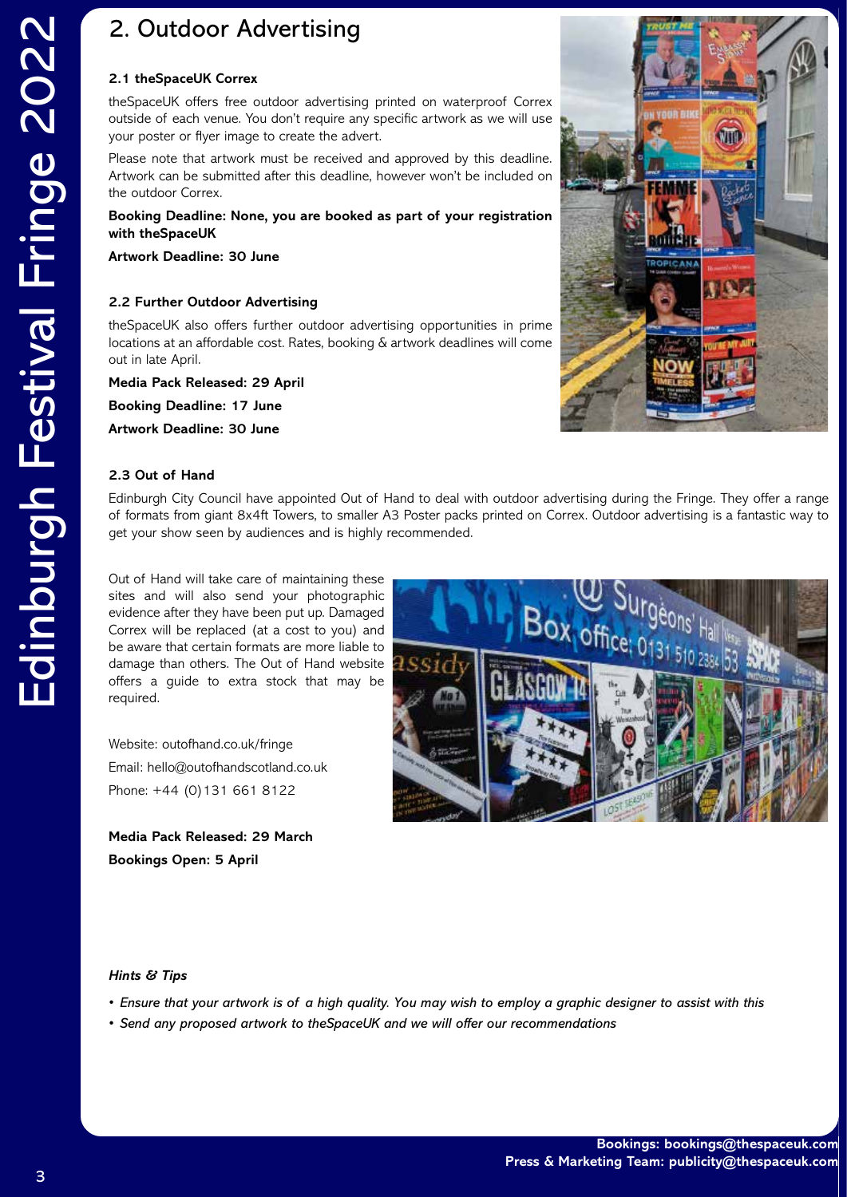## 2. Outdoor Advertising

### 2.1 theSpaceUK Correx

theSpaceUK offers free outdoor advertising printed on waterproof Correx outside of each venue. You don't require any specific artwork as we will use your poster or flyer image to create the advert.

Please note that artwork must be received and approved by this deadline. Artwork can be submitted after this deadline, however won't be included on the outdoor Correx.

**Booking Deadline: None, you are booked as part of your registration with theSpaceUK**

**Artwork Deadline: 30 June**

### 2.2 Further Outdoor Advertising

theSpaceUK also offers further outdoor advertising opportunities in prime locations at an affordable cost. Rates, booking & artwork deadlines will come out in late April.

**Media Pack Released: 29 April**

**Booking Deadline: 17 June**

**Artwork Deadline: 30 June**

### 2.3 Out of Hand

Edinburgh City Council have appointed Out of Hand to deal with outdoor advertising during the Fringe. They offer a range of formats from giant 8x4ft Towers, to smaller A3 Poster packs printed on Correx. Outdoor advertising is a fantastic way to get your show seen by audiences and is highly recommended.

Out of Hand will take care of maintaining these sites and will also send your photographic evidence after they have been put up. Damaged Correx will be replaced (at a cost to you) and be aware that certain formats are more liable to damage than others. The Out of Hand website offers a guide to extra stock that may be required.

Website: outofhand.co.uk/fringe
Email: hello@outofhandscotland.co.uk
Phone: +44 (0)131 661 8122

**Media Pack Released: 29 March**

**Bookings Open: 5 April**

***Hints & Tips***

- *Ensure that your artwork is of a high quality. You may wish to employ a graphic designer to assist with this*
- *Send any proposed artwork to theSpaceUK and we will offer our recommendations*

**Bookings: bookings@thespaceuk.com**
**Press & Marketing Team: publicity@thespaceuk.com**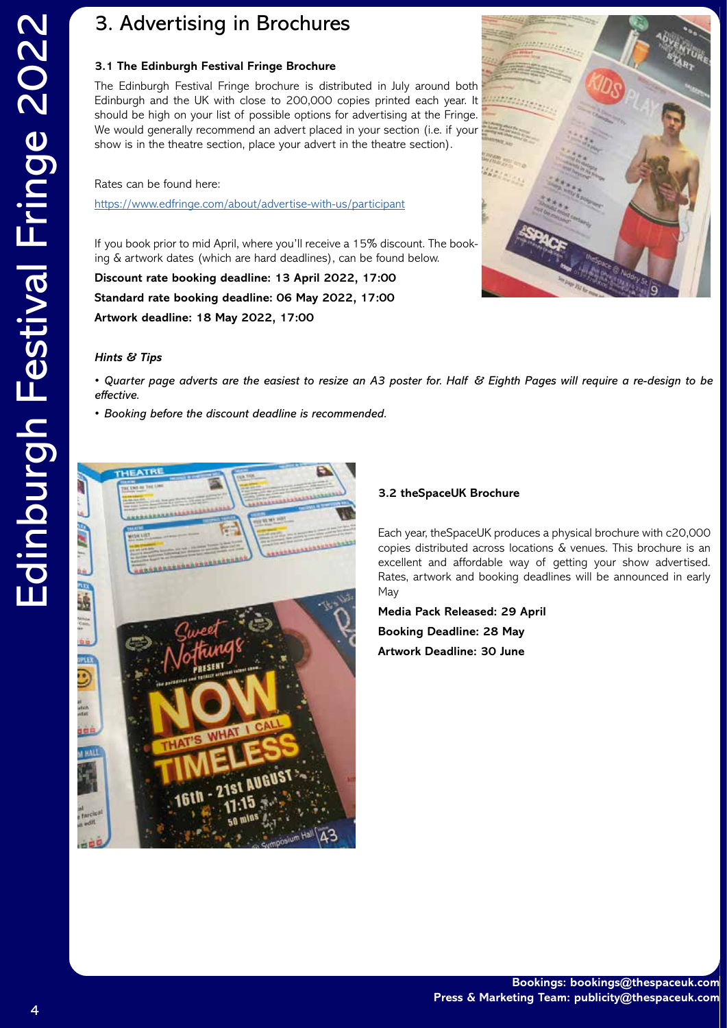# 3. Advertising in Brochures

### 3.1 The Edinburgh Festival Fringe Brochure

The Edinburgh Festival Fringe brochure is distributed in July around both Edinburgh and the UK with close to 200,000 copies printed each year. It should be high on your list of possible options for advertising at the Fringe. We would generally recommend an advert placed in your section (i.e. if your show is in the theatre section, place your advert in the theatre section).

Rates can be found here:

https://www.edfringe.com/about/advertise-with-us/participant

If you book prior to mid April, where you'll receive a 15% discount. The booking & artwork dates (which are hard deadlines), can be found below.

**Discount rate booking deadline: 13 April 2022, 17:00**

**Standard rate booking deadline: 06 May 2022, 17:00**

**Artwork deadline: 18 May 2022, 17:00**

***Hints & Tips***

- *Quarter page adverts are the easiest to resize an A3 poster for. Half & Eighth Pages will require a re-design to be effective.*
- *Booking before the discount deadline is recommended.*

### 3.2 theSpaceUK Brochure

Each year, theSpaceUK produces a physical brochure with c20,000 copies distributed across locations & venues. This brochure is an excellent and affordable way of getting your show advertised. Rates, artwork and booking deadlines will be announced in early May

**Media Pack Released: 29 April**

**Booking Deadline: 28 May**

**Artwork Deadline: 30 June**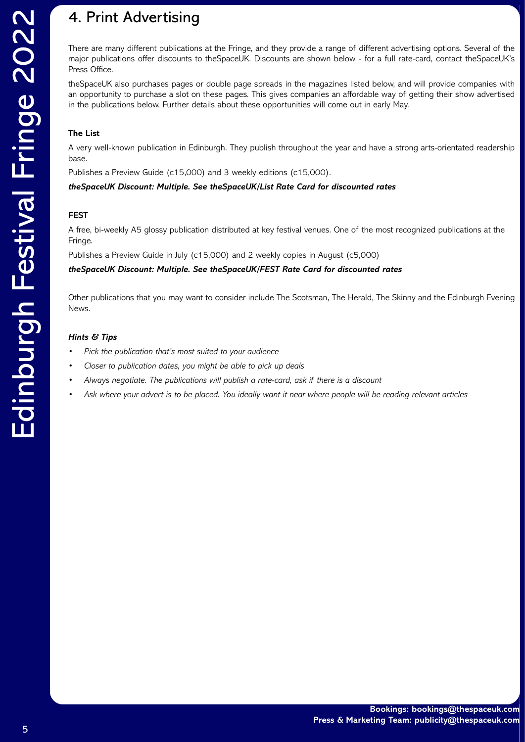# 4. Print Advertising

There are many different publications at the Fringe, and they provide a range of different advertising options. Several of the major publications offer discounts to theSpaceUK. Discounts are shown below - for a full rate-card, contact theSpaceUK's Press Office.

theSpaceUK also purchases pages or double page spreads in the magazines listed below, and will provide companies with an opportunity to purchase a slot on these pages. This gives companies an affordable way of getting their show advertised in the publications below. Further details about these opportunities will come out in early May.

**The List**

A very well-known publication in Edinburgh. They publish throughout the year and have a strong arts-orientated readership base.

Publishes a Preview Guide (c15,000) and 3 weekly editions (c15,000).

***theSpaceUK Discount: Multiple. See theSpaceUK/List Rate Card for discounted rates***

**FEST**

A free, bi-weekly A5 glossy publication distributed at key festival venues. One of the most recognized publications at the Fringe.

Publishes a Preview Guide in July (c15,000) and 2 weekly copies in August (c5,000)

***theSpaceUK Discount: Multiple. See theSpaceUK/FEST Rate Card for discounted rates***

Other publications that you may want to consider include The Scotsman, The Herald, The Skinny and the Edinburgh Evening News.

***Hints & Tips***

- *Pick the publication that's most suited to your audience*
- *Closer to publication dates, you might be able to pick up deals*
- *Always negotiate. The publications will publish a rate-card, ask if there is a discount*
- *Ask where your advert is to be placed. You ideally want it near where people will be reading relevant articles*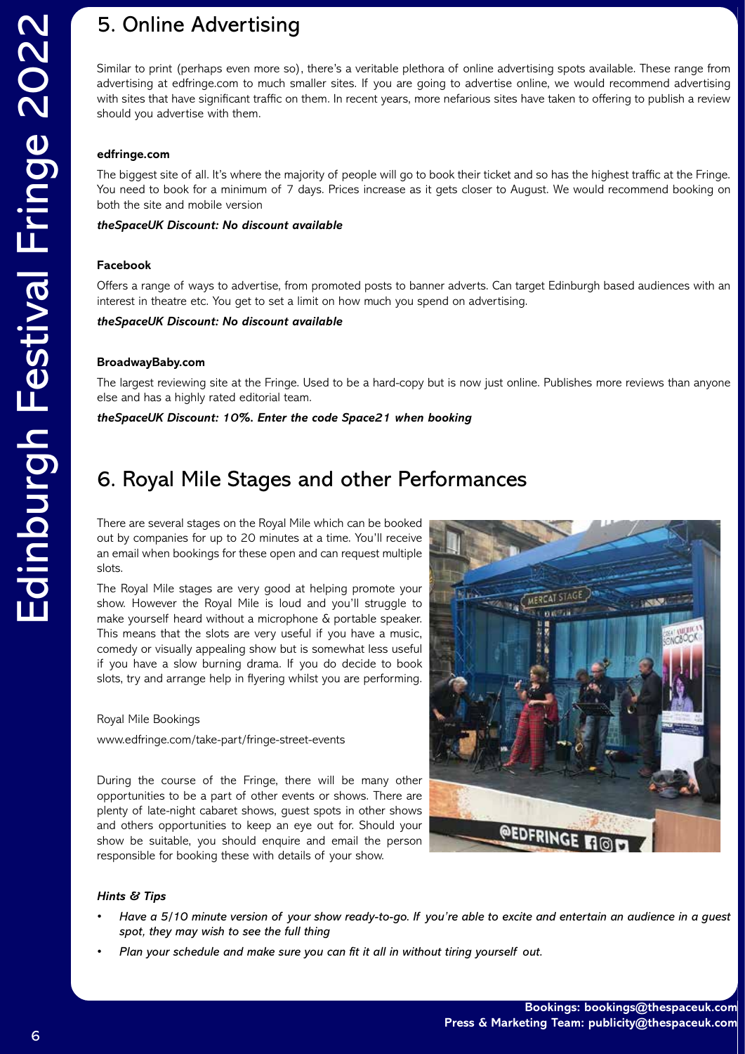## 5. Online Advertising

Similar to print (perhaps even more so), there's a veritable plethora of online advertising spots available. These range from advertising at edfringe.com to much smaller sites. If you are going to advertise online, we would recommend advertising with sites that have significant traffic on them. In recent years, more nefarious sites have taken to offering to publish a review should you advertise with them.

**edfringe.com**

The biggest site of all. It's where the majority of people will go to book their ticket and so has the highest traffic at the Fringe. You need to book for a minimum of 7 days. Prices increase as it gets closer to August. We would recommend booking on both the site and mobile version

***theSpaceUK Discount: No discount available***

**Facebook**

Offers a range of ways to advertise, from promoted posts to banner adverts. Can target Edinburgh based audiences with an interest in theatre etc. You get to set a limit on how much you spend on advertising.

***theSpaceUK Discount: No discount available***

**BroadwayBaby.com**

The largest reviewing site at the Fringe. Used to be a hard-copy but is now just online. Publishes more reviews than anyone else and has a highly rated editorial team.

***theSpaceUK Discount: 10%. Enter the code Space21 when booking***

## 6. Royal Mile Stages and other Performances

There are several stages on the Royal Mile which can be booked out by companies for up to 20 minutes at a time. You'll receive an email when bookings for these open and can request multiple slots.

The Royal Mile stages are very good at helping promote your show. However the Royal Mile is loud and you'll struggle to make yourself heard without a microphone & portable speaker. This means that the slots are very useful if you have a music, comedy or visually appealing show but is somewhat less useful if you have a slow burning drama. If you do decide to book slots, try and arrange help in flyering whilst you are performing.

Royal Mile Bookings

www.edfringe.com/take-part/fringe-street-events

During the course of the Fringe, there will be many other opportunities to be a part of other events or shows. There are plenty of late-night cabaret shows, guest spots in other shows and others opportunities to keep an eye out for. Should your show be suitable, you should enquire and email the person responsible for booking these with details of your show.

***Hints & Tips***

- *Have a 5/10 minute version of your show ready-to-go. If you're able to excite and entertain an audience in a guest spot, they may wish to see the full thing*
- *Plan your schedule and make sure you can fit it all in without tiring yourself out.*

**Bookings: bookings@thespaceuk.com**
**Press & Marketing Team: publicity@thespaceuk.com**